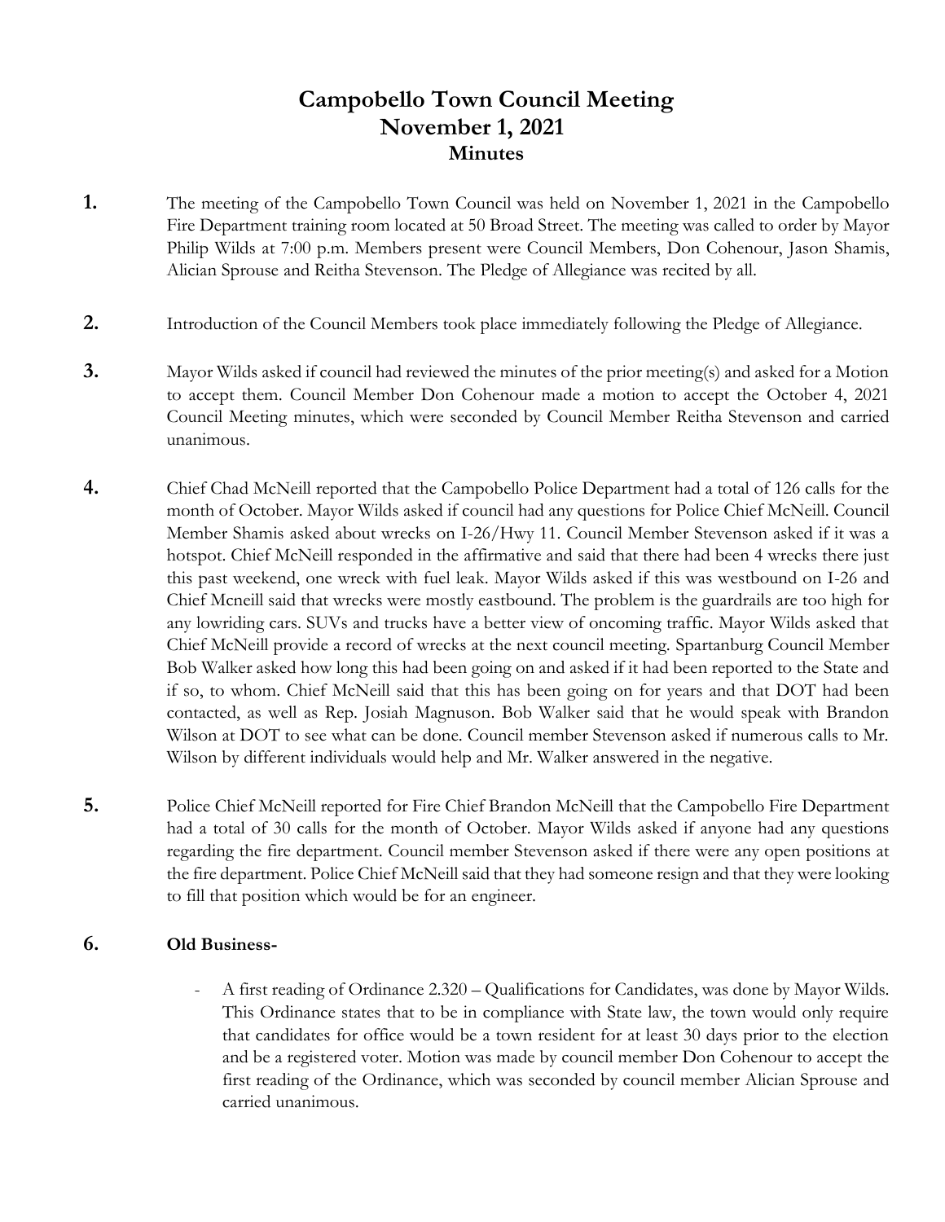# Campobello Town Council Meeting
# November 1, 2021
## Minutes

**1.** The meeting of the Campobello Town Council was held on November 1, 2021 in the Campobello Fire Department training room located at 50 Broad Street. The meeting was called to order by Mayor Philip Wilds at 7:00 p.m. Members present were Council Members, Don Cohenour, Jason Shamis, Alician Sprouse and Reitha Stevenson. The Pledge of Allegiance was recited by all.

**2.** Introduction of the Council Members took place immediately following the Pledge of Allegiance.

**3.** Mayor Wilds asked if council had reviewed the minutes of the prior meeting(s) and asked for a Motion to accept them. Council Member Don Cohenour made a motion to accept the October 4, 2021 Council Meeting minutes, which were seconded by Council Member Reitha Stevenson and carried unanimous.

**4.** Chief Chad McNeill reported that the Campobello Police Department had a total of 126 calls for the month of October. Mayor Wilds asked if council had any questions for Police Chief McNeill. Council Member Shamis asked about wrecks on I-26/Hwy 11. Council Member Stevenson asked if it was a hotspot. Chief McNeill responded in the affirmative and said that there had been 4 wrecks there just this past weekend, one wreck with fuel leak. Mayor Wilds asked if this was westbound on I-26 and Chief Mcneill said that wrecks were mostly eastbound. The problem is the guardrails are too high for any lowriding cars. SUVs and trucks have a better view of oncoming traffic. Mayor Wilds asked that Chief McNeill provide a record of wrecks at the next council meeting. Spartanburg Council Member Bob Walker asked how long this had been going on and asked if it had been reported to the State and if so, to whom. Chief McNeill said that this has been going on for years and that DOT had been contacted, as well as Rep. Josiah Magnuson. Bob Walker said that he would speak with Brandon Wilson at DOT to see what can be done. Council member Stevenson asked if numerous calls to Mr. Wilson by different individuals would help and Mr. Walker answered in the negative.

**5.** Police Chief McNeill reported for Fire Chief Brandon McNeill that the Campobello Fire Department had a total of 30 calls for the month of October. Mayor Wilds asked if anyone had any questions regarding the fire department. Council member Stevenson asked if there were any open positions at the fire department. Police Chief McNeill said that they had someone resign and that they were looking to fill that position which would be for an engineer.

**6.** **Old Business-**

- A first reading of Ordinance 2.320 – Qualifications for Candidates, was done by Mayor Wilds. This Ordinance states that to be in compliance with State law, the town would only require that candidates for office would be a town resident for at least 30 days prior to the election and be a registered voter. Motion was made by council member Don Cohenour to accept the first reading of the Ordinance, which was seconded by council member Alician Sprouse and carried unanimous.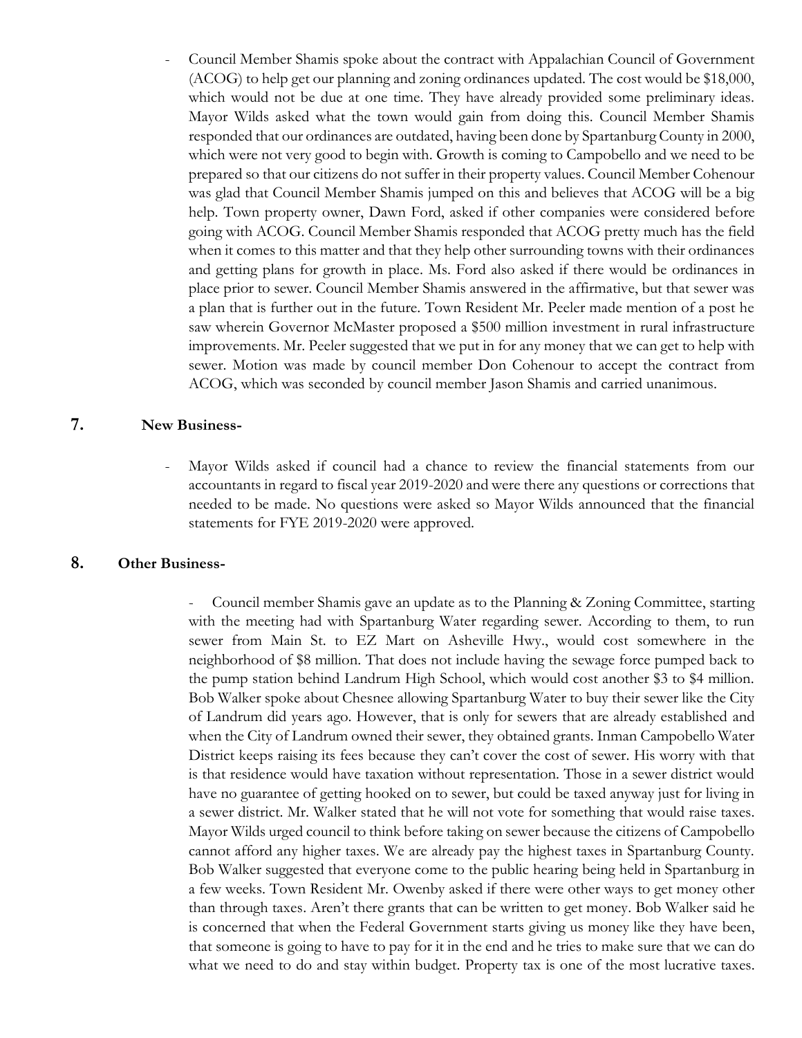- Council Member Shamis spoke about the contract with Appalachian Council of Government (ACOG) to help get our planning and zoning ordinances updated. The cost would be $18,000, which would not be due at one time. They have already provided some preliminary ideas. Mayor Wilds asked what the town would gain from doing this. Council Member Shamis responded that our ordinances are outdated, having been done by Spartanburg County in 2000, which were not very good to begin with. Growth is coming to Campobello and we need to be prepared so that our citizens do not suffer in their property values. Council Member Cohenour was glad that Council Member Shamis jumped on this and believes that ACOG will be a big help. Town property owner, Dawn Ford, asked if other companies were considered before going with ACOG. Council Member Shamis responded that ACOG pretty much has the field when it comes to this matter and that they help other surrounding towns with their ordinances and getting plans for growth in place. Ms. Ford also asked if there would be ordinances in place prior to sewer. Council Member Shamis answered in the affirmative, but that sewer was a plan that is further out in the future. Town Resident Mr. Peeler made mention of a post he saw wherein Governor McMaster proposed a $500 million investment in rural infrastructure improvements. Mr. Peeler suggested that we put in for any money that we can get to help with sewer. Motion was made by council member Don Cohenour to accept the contract from ACOG, which was seconded by council member Jason Shamis and carried unanimous.

## 7. New Business-

- Mayor Wilds asked if council had a chance to review the financial statements from our accountants in regard to fiscal year 2019-2020 and were there any questions or corrections that needed to be made. No questions were asked so Mayor Wilds announced that the financial statements for FYE 2019-2020 were approved.

## 8. Other Business-

- Council member Shamis gave an update as to the Planning & Zoning Committee, starting with the meeting had with Spartanburg Water regarding sewer. According to them, to run sewer from Main St. to EZ Mart on Asheville Hwy., would cost somewhere in the neighborhood of $8 million. That does not include having the sewage force pumped back to the pump station behind Landrum High School, which would cost another $3 to $4 million. Bob Walker spoke about Chesnee allowing Spartanburg Water to buy their sewer like the City of Landrum did years ago. However, that is only for sewers that are already established and when the City of Landrum owned their sewer, they obtained grants. Inman Campobello Water District keeps raising its fees because they can't cover the cost of sewer. His worry with that is that residence would have taxation without representation. Those in a sewer district would have no guarantee of getting hooked on to sewer, but could be taxed anyway just for living in a sewer district. Mr. Walker stated that he will not vote for something that would raise taxes. Mayor Wilds urged council to think before taking on sewer because the citizens of Campobello cannot afford any higher taxes. We are already pay the highest taxes in Spartanburg County. Bob Walker suggested that everyone come to the public hearing being held in Spartanburg in a few weeks. Town Resident Mr. Owenby asked if there were other ways to get money other than through taxes. Aren't there grants that can be written to get money. Bob Walker said he is concerned that when the Federal Government starts giving us money like they have been, that someone is going to have to pay for it in the end and he tries to make sure that we can do what we need to do and stay within budget. Property tax is one of the most lucrative taxes.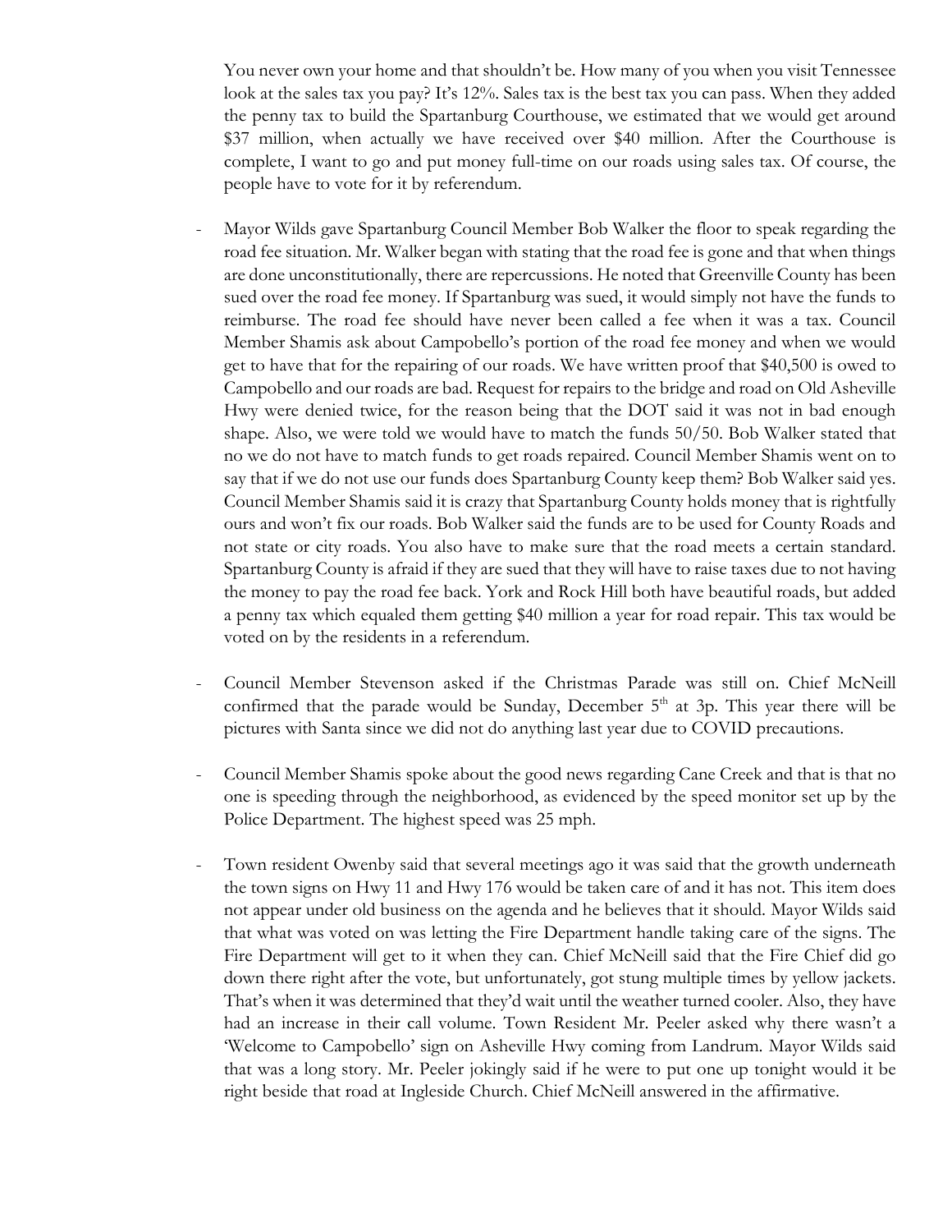You never own your home and that shouldn't be. How many of you when you visit Tennessee look at the sales tax you pay? It's 12%. Sales tax is the best tax you can pass. When they added the penny tax to build the Spartanburg Courthouse, we estimated that we would get around $37 million, when actually we have received over $40 million. After the Courthouse is complete, I want to go and put money full-time on our roads using sales tax. Of course, the people have to vote for it by referendum.

- Mayor Wilds gave Spartanburg Council Member Bob Walker the floor to speak regarding the road fee situation. Mr. Walker began with stating that the road fee is gone and that when things are done unconstitutionally, there are repercussions. He noted that Greenville County has been sued over the road fee money. If Spartanburg was sued, it would simply not have the funds to reimburse. The road fee should have never been called a fee when it was a tax. Council Member Shamis ask about Campobello's portion of the road fee money and when we would get to have that for the repairing of our roads. We have written proof that $40,500 is owed to Campobello and our roads are bad. Request for repairs to the bridge and road on Old Asheville Hwy were denied twice, for the reason being that the DOT said it was not in bad enough shape. Also, we were told we would have to match the funds 50/50. Bob Walker stated that no we do not have to match funds to get roads repaired. Council Member Shamis went on to say that if we do not use our funds does Spartanburg County keep them? Bob Walker said yes. Council Member Shamis said it is crazy that Spartanburg County holds money that is rightfully ours and won't fix our roads. Bob Walker said the funds are to be used for County Roads and not state or city roads. You also have to make sure that the road meets a certain standard. Spartanburg County is afraid if they are sued that they will have to raise taxes due to not having the money to pay the road fee back. York and Rock Hill both have beautiful roads, but added a penny tax which equaled them getting $40 million a year for road repair. This tax would be voted on by the residents in a referendum.

- Council Member Stevenson asked if the Christmas Parade was still on. Chief McNeill confirmed that the parade would be Sunday, December 5th at 3p. This year there will be pictures with Santa since we did not do anything last year due to COVID precautions.

- Council Member Shamis spoke about the good news regarding Cane Creek and that is that no one is speeding through the neighborhood, as evidenced by the speed monitor set up by the Police Department. The highest speed was 25 mph.

- Town resident Owenby said that several meetings ago it was said that the growth underneath the town signs on Hwy 11 and Hwy 176 would be taken care of and it has not. This item does not appear under old business on the agenda and he believes that it should. Mayor Wilds said that what was voted on was letting the Fire Department handle taking care of the signs. The Fire Department will get to it when they can. Chief McNeill said that the Fire Chief did go down there right after the vote, but unfortunately, got stung multiple times by yellow jackets. That's when it was determined that they'd wait until the weather turned cooler. Also, they have had an increase in their call volume. Town Resident Mr. Peeler asked why there wasn't a 'Welcome to Campobello' sign on Asheville Hwy coming from Landrum. Mayor Wilds said that was a long story. Mr. Peeler jokingly said if he were to put one up tonight would it be right beside that road at Ingleside Church. Chief McNeill answered in the affirmative.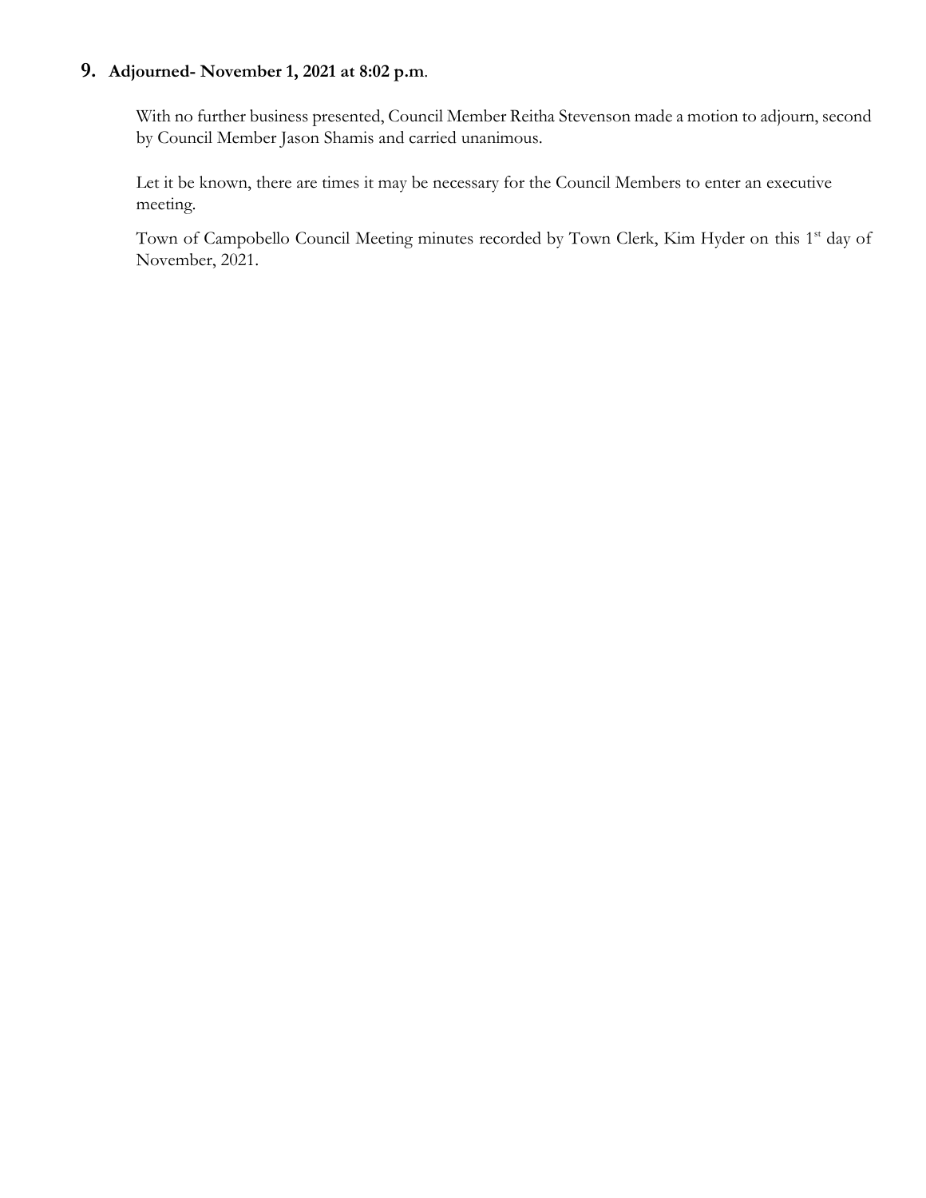## 9. Adjourned- November 1, 2021 at 8:02 p.m.

With no further business presented, Council Member Reitha Stevenson made a motion to adjourn, second by Council Member Jason Shamis and carried unanimous.

Let it be known, there are times it may be necessary for the Council Members to enter an executive meeting.

Town of Campobello Council Meeting minutes recorded by Town Clerk, Kim Hyder on this 1st day of November, 2021.